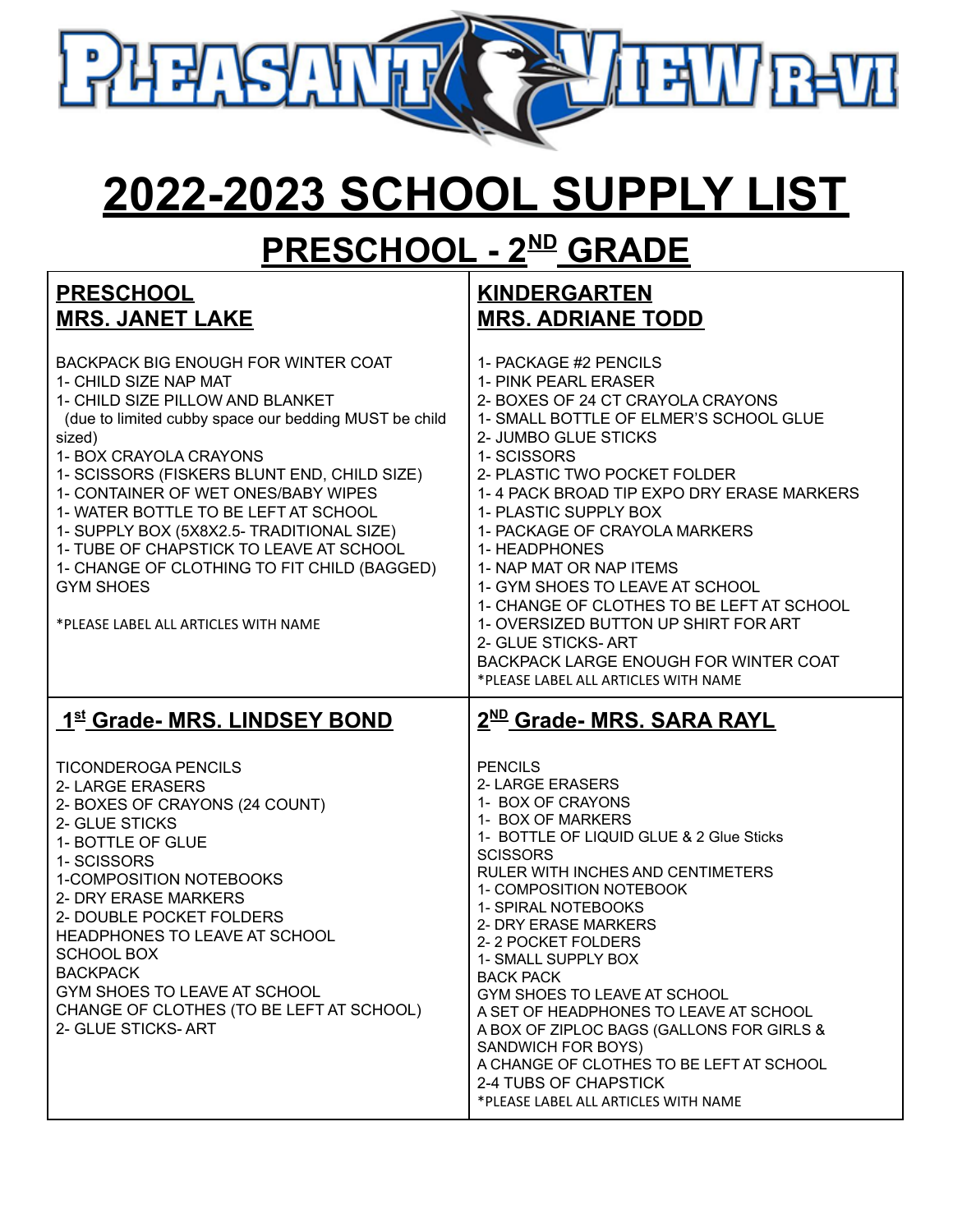# PLEASANT VIEW R-VI

# 2022-2023 SCHOOL SUPPLY LIST

## PRESCHOOL - 2ND GRADE

### PRESCHOOL
### MRS. JANET LAKE

BACKPACK BIG ENOUGH FOR WINTER COAT
1- CHILD SIZE NAP MAT
1- CHILD SIZE PILLOW AND BLANKET
(due to limited cubby space our bedding MUST be child sized)
1- BOX CRAYOLA CRAYONS
1- SCISSORS (FISKERS BLUNT END, CHILD SIZE)
1- CONTAINER OF WET ONES/BABY WIPES
1- WATER BOTTLE TO BE LEFT AT SCHOOL
1- SUPPLY BOX (5X8X2.5- TRADITIONAL SIZE)
1- TUBE OF CHAPSTICK TO LEAVE AT SCHOOL
1- CHANGE OF CLOTHING TO FIT CHILD (BAGGED)
GYM SHOES

*PLEASE LABEL ALL ARTICLES WITH NAME

### KINDERGARTEN
### MRS. ADRIANE TODD

1- PACKAGE #2 PENCILS
1- PINK PEARL ERASER
2- BOXES OF 24 CT CRAYOLA CRAYONS
1- SMALL BOTTLE OF ELMER'S SCHOOL GLUE
2- JUMBO GLUE STICKS
1- SCISSORS
2- PLASTIC TWO POCKET FOLDER
1- 4 PACK BROAD TIP EXPO DRY ERASE MARKERS
1- PLASTIC SUPPLY BOX
1- PACKAGE OF CRAYOLA MARKERS
1- HEADPHONES
1- NAP MAT OR NAP ITEMS
1- GYM SHOES TO LEAVE AT SCHOOL
1- CHANGE OF CLOTHES TO BE LEFT AT SCHOOL
1- OVERSIZED BUTTON UP SHIRT FOR ART
2- GLUE STICKS- ART
BACKPACK LARGE ENOUGH FOR WINTER COAT
*PLEASE LABEL ALL ARTICLES WITH NAME

### 1st Grade- MRS. LINDSEY BOND

TICONDEROGA PENCILS
2- LARGE ERASERS
2- BOXES OF CRAYONS (24 COUNT)
2- GLUE STICKS
1- BOTTLE OF GLUE
1- SCISSORS
1-COMPOSITION NOTEBOOKS
2- DRY ERASE MARKERS
2- DOUBLE POCKET FOLDERS
HEADPHONES TO LEAVE AT SCHOOL
SCHOOL BOX
BACKPACK
GYM SHOES TO LEAVE AT SCHOOL
CHANGE OF CLOTHES (TO BE LEFT AT SCHOOL)
2- GLUE STICKS- ART

### 2ND Grade- MRS. SARA RAYL

PENCILS
2- LARGE ERASERS
1- BOX OF CRAYONS
1- BOX OF MARKERS
1- BOTTLE OF LIQUID GLUE & 2 Glue Sticks
SCISSORS
RULER WITH INCHES AND CENTIMETERS
1- COMPOSITION NOTEBOOK
1- SPIRAL NOTEBOOKS
2- DRY ERASE MARKERS
2- 2 POCKET FOLDERS
1- SMALL SUPPLY BOX
BACK PACK
GYM SHOES TO LEAVE AT SCHOOL
A SET OF HEADPHONES TO LEAVE AT SCHOOL
A BOX OF ZIPLOC BAGS (GALLONS FOR GIRLS & SANDWICH FOR BOYS)
A CHANGE OF CLOTHES TO BE LEFT AT SCHOOL
2-4 TUBS OF CHAPSTICK
*PLEASE LABEL ALL ARTICLES WITH NAME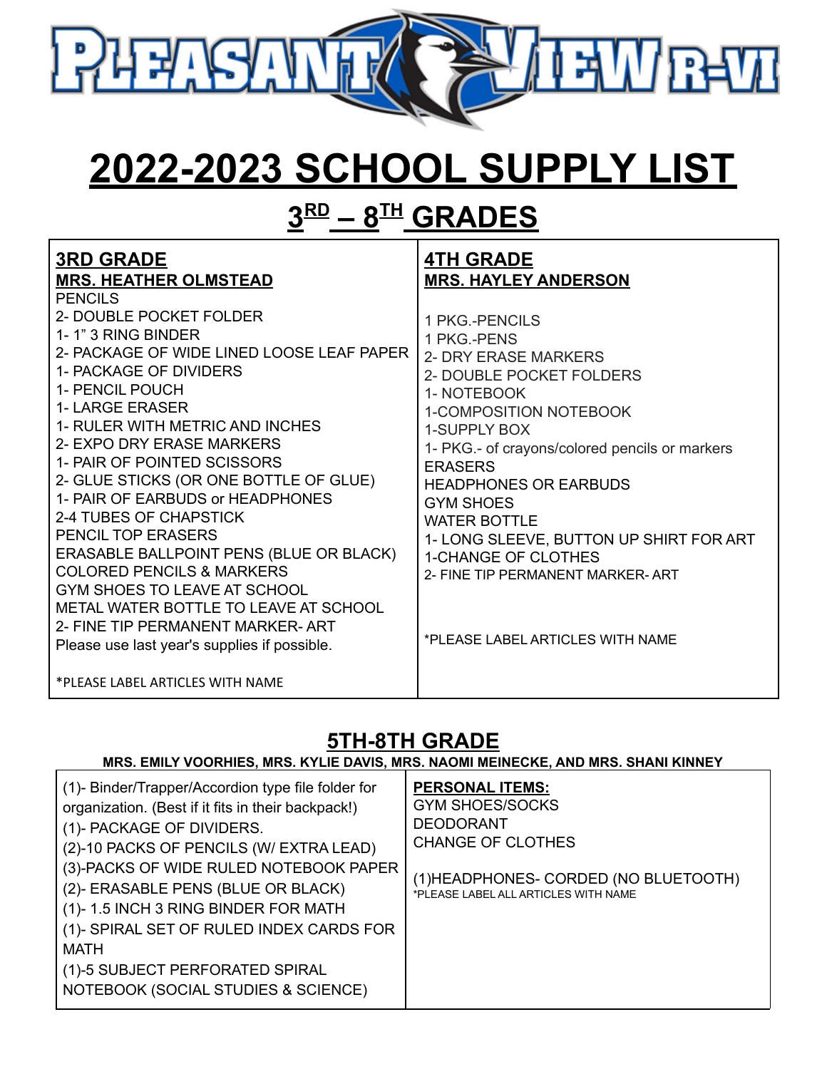# PLEASANT VIEW R-VI

# 2022-2023 SCHOOL SUPPLY LIST

## 3RD – 8TH GRADES

### 3RD GRADE
**MRS. HEATHER OLMSTEAD**

PENCILS
2- DOUBLE POCKET FOLDER
1- 1" 3 RING BINDER
2- PACKAGE OF WIDE LINED LOOSE LEAF PAPER
1- PACKAGE OF DIVIDERS
1- PENCIL POUCH
1- LARGE ERASER
1- RULER WITH METRIC AND INCHES
2- EXPO DRY ERASE MARKERS
1- PAIR OF POINTED SCISSORS
2- GLUE STICKS (OR ONE BOTTLE OF GLUE)
1- PAIR OF EARBUDS or HEADPHONES
2-4 TUBES OF CHAPSTICK
PENCIL TOP ERASERS
ERASABLE BALLPOINT PENS (BLUE OR BLACK)
COLORED PENCILS & MARKERS
GYM SHOES TO LEAVE AT SCHOOL
METAL WATER BOTTLE TO LEAVE AT SCHOOL
2- FINE TIP PERMANENT MARKER- ART
Please use last year's supplies if possible.

*PLEASE LABEL ARTICLES WITH NAME

### 4TH GRADE
**MRS. HAYLEY ANDERSON**

1 PKG.-PENCILS
1 PKG.-PENS
2- DRY ERASE MARKERS
2- DOUBLE POCKET FOLDERS
1- NOTEBOOK
1-COMPOSITION NOTEBOOK
1-SUPPLY BOX
1- PKG.- of crayons/colored pencils or markers
ERASERS
HEADPHONES OR EARBUDS
GYM SHOES
WATER BOTTLE
1- LONG SLEEVE, BUTTON UP SHIRT FOR ART
1-CHANGE OF CLOTHES
2- FINE TIP PERMANENT MARKER- ART

*PLEASE LABEL ARTICLES WITH NAME

## 5TH-8TH GRADE

**MRS. EMILY VOORHIES, MRS. KYLIE DAVIS, MRS. NAOMI MEINECKE, AND MRS. SHANI KINNEY**

(1)- Binder/Trapper/Accordion type file folder for organization. (Best if it fits in their backpack!)
(1)- PACKAGE OF DIVIDERS.
(2)-10 PACKS OF PENCILS (W/ EXTRA LEAD)
(3)-PACKS OF WIDE RULED NOTEBOOK PAPER
(2)- ERASABLE PENS (BLUE OR BLACK)
(1)- 1.5 INCH 3 RING BINDER FOR MATH
(1)- SPIRAL SET OF RULED INDEX CARDS FOR MATH
(1)-5 SUBJECT PERFORATED SPIRAL NOTEBOOK (SOCIAL STUDIES & SCIENCE)

**PERSONAL ITEMS:**

GYM SHOES/SOCKS
DEODORANT
CHANGE OF CLOTHES

(1)HEADPHONES- CORDED (NO BLUETOOTH)

*PLEASE LABEL ALL ARTICLES WITH NAME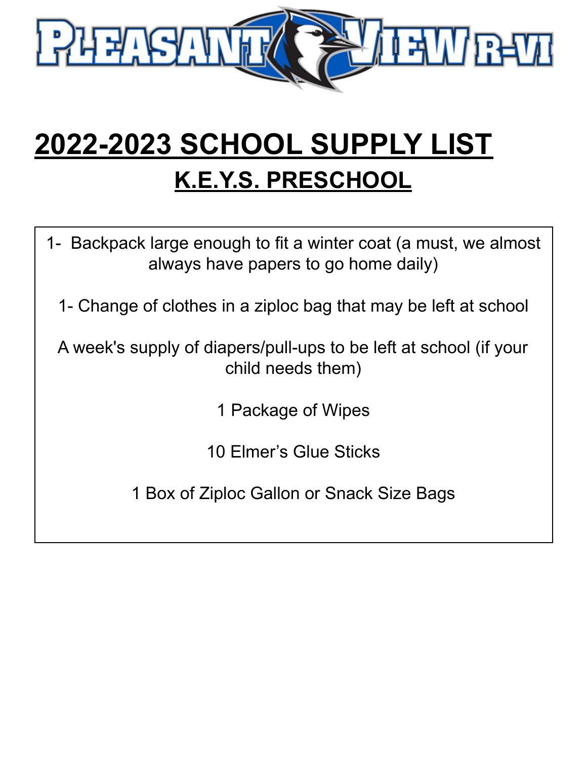# 2022-2023 SCHOOL SUPPLY LIST

## K.E.Y.S. PRESCHOOL

1- Backpack large enough to fit a winter coat (a must, we almost always have papers to go home daily)

1- Change of clothes in a ziploc bag that may be left at school

A week's supply of diapers/pull-ups to be left at school (if your child needs them)

1 Package of Wipes

10 Elmer's Glue Sticks

1 Box of Ziploc Gallon or Snack Size Bags